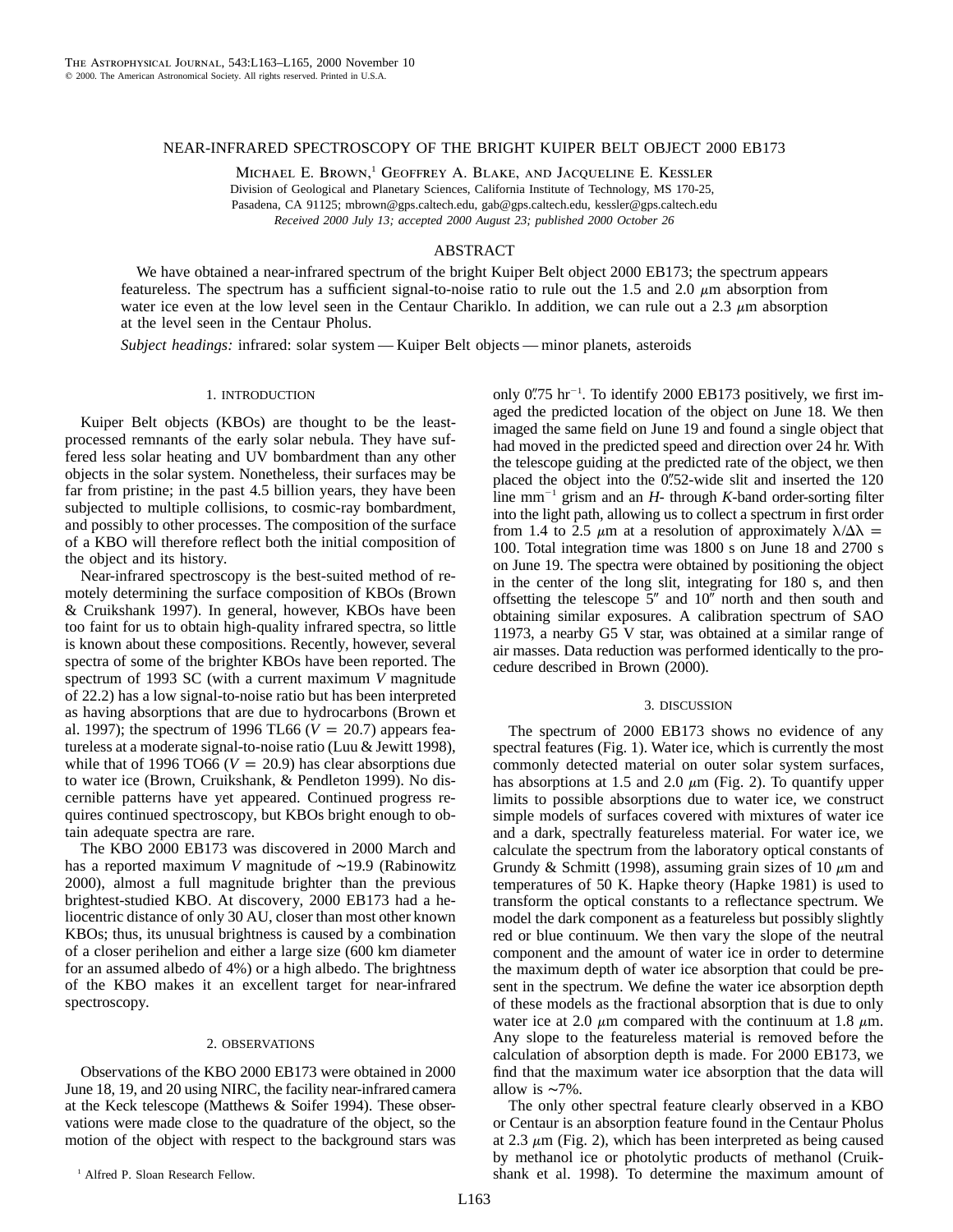# NEAR-INFRARED SPECTROSCOPY OF THE BRIGHT KUIPER BELT OBJECT 2000 EB173

Michael E. Brown,[1] Geoffrey A. Blake, and Jacqueline E. Kessler

Division of Geological and Planetary Sciences, California Institute of Technology, MS 170-25, Pasadena, CA 91125; mbrown@gps.caltech.edu, gab@gps.caltech.edu, kessler@gps.caltech.edu

*Received 2000 July 13; accepted 2000 August 23; published 2000 October 26*

## ABSTRACT

We have obtained a near-infrared spectrum of the bright Kuiper Belt object 2000 EB173; the spectrum appears featureless. The spectrum has a sufficient signal-to-noise ratio to rule out the 1.5 and 2.0 $\mu$m absorption from water ice even at the low level seen in the Centaur Chariklo. In addition, we can rule out a 2.3 $\mu$m absorption at the level seen in the Centaur Pholus.

*Subject headings:* infrared: solar system — Kuiper Belt objects — minor planets, asteroids

## 1. INTRODUCTION

Kuiper Belt objects (KBOs) are thought to be the least-processed remnants of the early solar nebula. They have suffered less solar heating and UV bombardment than any other objects in the solar system. Nonetheless, their surfaces may be far from pristine; in the past 4.5 billion years, they have been subjected to multiple collisions, to cosmic-ray bombardment, and possibly to other processes. The composition of the surface of a KBO will therefore reflect both the initial composition of the object and its history.

Near-infrared spectroscopy is the best-suited method of remotely determining the surface composition of KBOs (Brown & Cruikshank 1997). In general, however, KBOs have been too faint for us to obtain high-quality infrared spectra, so little is known about these compositions. Recently, however, several spectra of some of the brighter KBOs have been reported. The spectrum of 1993 SC (with a current maximum *V* magnitude of 22.2) has a low signal-to-noise ratio but has been interpreted as having absorptions that are due to hydrocarbons (Brown et al. 1997); the spectrum of 1996 TL66 ($V = 20.7$) appears featureless at a moderate signal-to-noise ratio (Luu & Jewitt 1998), while that of 1996 TO66 ($V = 20.9$) has clear absorptions due to water ice (Brown, Cruikshank, & Pendleton 1999). No discernible patterns have yet appeared. Continued progress requires continued spectroscopy, but KBOs bright enough to obtain adequate spectra are rare.

The KBO 2000 EB173 was discovered in 2000 March and has a reported maximum *V* magnitude of ∼19.9 (Rabinowitz 2000), almost a full magnitude brighter than the previous brightest-studied KBO. At discovery, 2000 EB173 had a heliocentric distance of only 30 AU, closer than most other known KBOs; thus, its unusual brightness is caused by a combination of a closer perihelion and either a large size (600 km diameter for an assumed albedo of 4%) or a high albedo. The brightness of the KBO makes it an excellent target for near-infrared spectroscopy.

## 2. OBSERVATIONS

Observations of the KBO 2000 EB173 were obtained in 2000 June 18, 19, and 20 using NIRC, the facility near-infrared camera at the Keck telescope (Matthews & Soifer 1994). These observations were made close to the quadrature of the object, so the motion of the object with respect to the background stars was only 0″.75 hr$^{-1}$. To identify 2000 EB173 positively, we first imaged the predicted location of the object on June 18. We then imaged the same field on June 19 and found a single object that had moved in the predicted speed and direction over 24 hr. With the telescope guiding at the predicted rate of the object, we then placed the object into the 0″.52-wide slit and inserted the 120 line mm$^{-1}$ grism and an *H*- through *K*-band order-sorting filter into the light path, allowing us to collect a spectrum in first order from 1.4 to 2.5 $\mu$m at a resolution of approximately $\lambda/\Delta\lambda = 100$. Total integration time was 1800 s on June 18 and 2700 s on June 19. The spectra were obtained by positioning the object in the center of the long slit, integrating for 180 s, and then offsetting the telescope 5″ and 10″ north and then south and obtaining similar exposures. A calibration spectrum of SAO 11973, a nearby G5 V star, was obtained at a similar range of air masses. Data reduction was performed identically to the procedure described in Brown (2000).

## 3. DISCUSSION

The spectrum of 2000 EB173 shows no evidence of any spectral features (Fig. 1). Water ice, which is currently the most commonly detected material on outer solar system surfaces, has absorptions at 1.5 and 2.0 $\mu$m (Fig. 2). To quantify upper limits to possible absorptions due to water ice, we construct simple models of surfaces covered with mixtures of water ice and a dark, spectrally featureless material. For water ice, we calculate the spectrum from the laboratory optical constants of Grundy & Schmitt (1998), assuming grain sizes of 10 $\mu$m and temperatures of 50 K. Hapke theory (Hapke 1981) is used to transform the optical constants to a reflectance spectrum. We model the dark component as a featureless but possibly slightly red or blue continuum. We then vary the slope of the neutral component and the amount of water ice in order to determine the maximum depth of water ice absorption that could be present in the spectrum. We define the water ice absorption depth of these models as the fractional absorption that is due to only water ice at 2.0 $\mu$m compared with the continuum at 1.8 $\mu$m. Any slope to the featureless material is removed before the calculation of absorption depth is made. For 2000 EB173, we find that the maximum water ice absorption that the data will allow is ∼7%.

The only other spectral feature clearly observed in a KBO or Centaur is an absorption feature found in the Centaur Pholus at 2.3 $\mu$m (Fig. 2), which has been interpreted as being caused by methanol ice or photolytic products of methanol (Cruikshank et al. 1998). To determine the maximum amount of

[1] Alfred P. Sloan Research Fellow.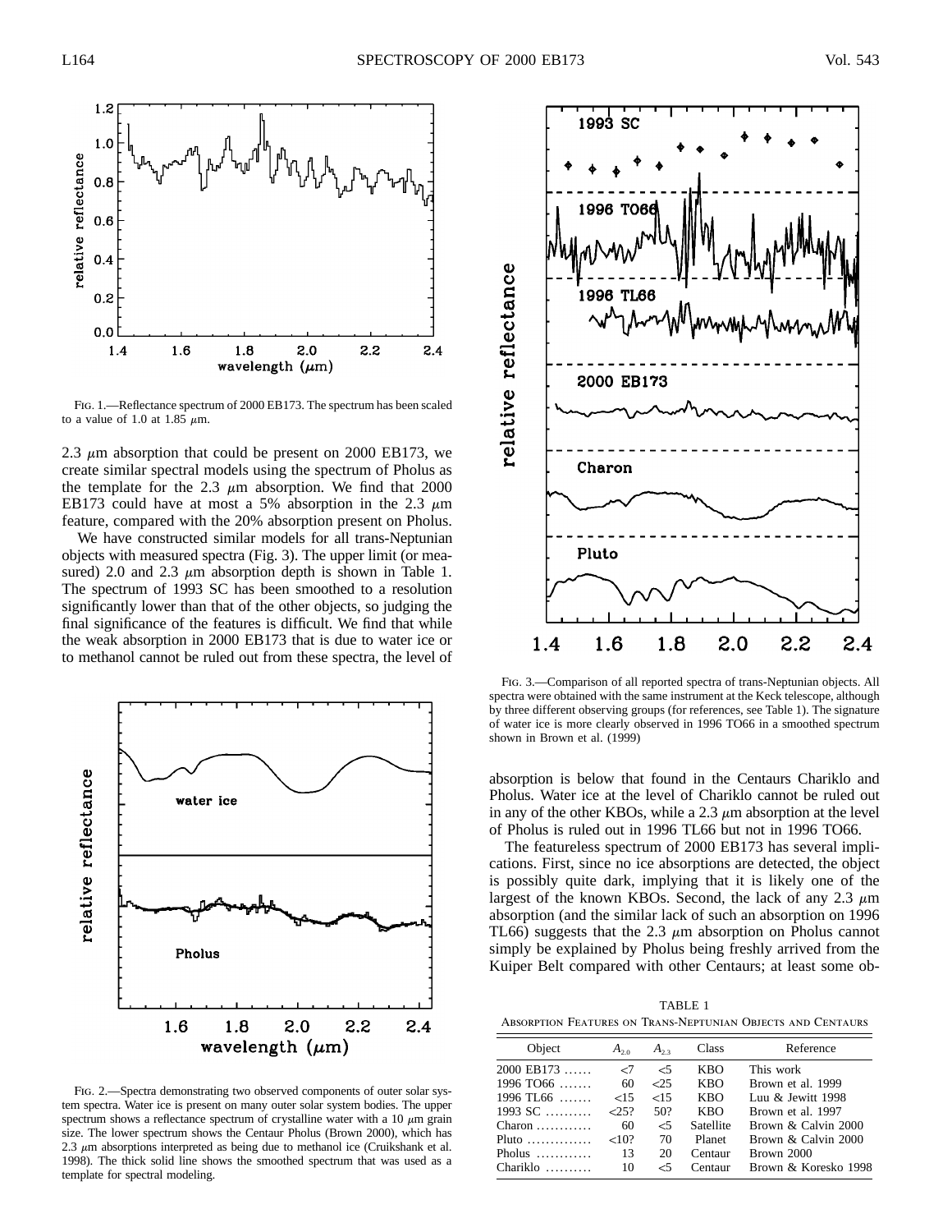FIG. 1.—Reflectance spectrum of 2000 EB173. The spectrum has been scaled to a value of 1.0 at 1.85 μm.

2.3 μm absorption that could be present on 2000 EB173, we create similar spectral models using the spectrum of Pholus as the template for the 2.3 μm absorption. We find that 2000 EB173 could have at most a 5% absorption in the 2.3 μm feature, compared with the 20% absorption present on Pholus.

We have constructed similar models for all trans-Neptunian objects with measured spectra (Fig. 3). The upper limit (or measured) 2.0 and 2.3 μm absorption depth is shown in Table 1. The spectrum of 1993 SC has been smoothed to a resolution significantly lower than that of the other objects, so judging the final significance of the features is difficult. We find that while the weak absorption in 2000 EB173 that is due to water ice or to methanol cannot be ruled out from these spectra, the level of absorption is below that found in the Centaurs Chariklo and Pholus. Water ice at the level of Chariklo cannot be ruled out in any of the other KBOs, while a 2.3 μm absorption at the level of Pholus is ruled out in 1996 TL66 but not in 1996 TO66.

The featureless spectrum of 2000 EB173 has several implications. First, since no ice absorptions are detected, the object is possibly quite dark, implying that it is likely one of the largest of the known KBOs. Second, the lack of any 2.3 μm absorption (and the similar lack of such an absorption on 1996 TL66) suggests that the 2.3 μm absorption on Pholus cannot simply be explained by Pholus being freshly arrived from the Kuiper Belt compared with other Centaurs; at least some ob-

FIG. 2.—Spectra demonstrating two observed components of outer solar system spectra. Water ice is present on many outer solar system bodies. The upper spectrum shows a reflectance spectrum of crystalline water with a 10 μm grain size. The lower spectrum shows the Centaur Pholus (Brown 2000), which has 2.3 μm absorptions interpreted as being due to methanol ice (Cruikshank et al. 1998). The thick solid line shows the smoothed spectrum that was used as a template for spectral modeling.

FIG. 3.—Comparison of all reported spectra of trans-Neptunian objects. All spectra were obtained with the same instrument at the Keck telescope, although by three different observing groups (for references, see Table 1). The signature of water ice is more clearly observed in 1996 TO66 in a smoothed spectrum shown in Brown et al. (1999)

TABLE 1
ABSORPTION FEATURES ON TRANS-NEPTUNIAN OBJECTS AND CENTAURS

| Object | $A_{2.0}$ | $A_{2.3}$ | Class | Reference |
|---|---|---|---|---|
| 2000 EB173 ...... | <7 | <5 | KBO | This work |
| 1996 TO66 ....... | 60 | <25 | KBO | Brown et al. 1999 |
| 1996 TL66 ....... | <15 | <15 | KBO | Luu & Jewitt 1998 |
| 1993 SC .......... | <25? | 50? | KBO | Brown et al. 1997 |
| Charon ............ | 60 | <5 | Satellite | Brown & Calvin 2000 |
| Pluto ............. | <10? | 70 | Planet | Brown & Calvin 2000 |
| Pholus ............ | 13 | 20 | Centaur | Brown 2000 |
| Chariklo .......... | 10 | <5 | Centaur | Brown & Koresko 1998 |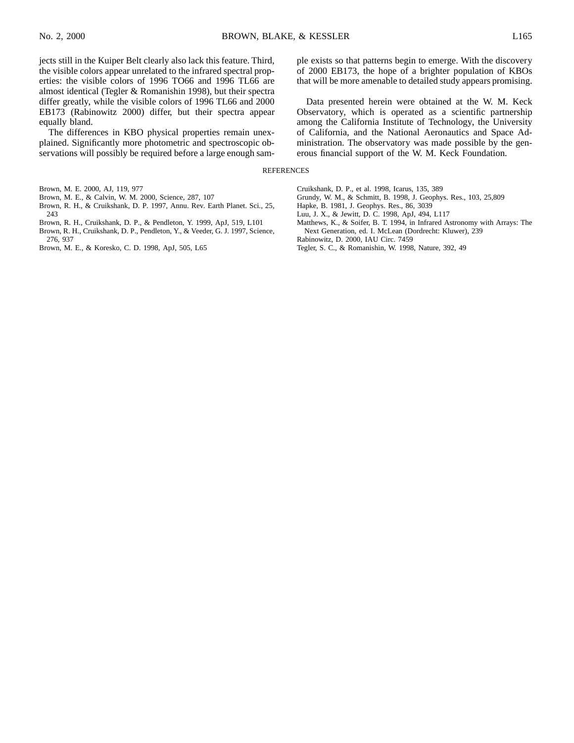jects still in the Kuiper Belt clearly also lack this feature. Third, the visible colors appear unrelated to the infrared spectral properties: the visible colors of 1996 TO66 and 1996 TL66 are almost identical (Tegler & Romanishin 1998), but their spectra differ greatly, while the visible colors of 1996 TL66 and 2000 EB173 (Rabinowitz 2000) differ, but their spectra appear equally bland.

The differences in KBO physical properties remain unexplained. Significantly more photometric and spectroscopic observations will possibly be required before a large enough sample exists so that patterns begin to emerge. With the discovery of 2000 EB173, the hope of a brighter population of KBOs that will be more amenable to detailed study appears promising.

Data presented herein were obtained at the W. M. Keck Observatory, which is operated as a scientific partnership among the California Institute of Technology, the University of California, and the National Aeronautics and Space Administration. The observatory was made possible by the generous financial support of the W. M. Keck Foundation.

## REFERENCES

Brown, M. E. 2000, AJ, 119, 977

Brown, M. E., & Calvin, W. M. 2000, Science, 287, 107

Brown, R. H., & Cruikshank, D. P. 1997, Annu. Rev. Earth Planet. Sci., 25, 243

Brown, R. H., Cruikshank, D. P., & Pendleton, Y. 1999, ApJ, 519, L101

Brown, R. H., Cruikshank, D. P., Pendleton, Y., & Veeder, G. J. 1997, Science, 276, 937

Brown, M. E., & Koresko, C. D. 1998, ApJ, 505, L65

Cruikshank, D. P., et al. 1998, Icarus, 135, 389

Grundy, W. M., & Schmitt, B. 1998, J. Geophys. Res., 103, 25,809

Hapke, B. 1981, J. Geophys. Res., 86, 3039

Luu, J. X., & Jewitt, D. C. 1998, ApJ, 494, L117

Matthews, K., & Soifer, B. T. 1994, in Infrared Astronomy with Arrays: The Next Generation, ed. I. McLean (Dordrecht: Kluwer), 239

Rabinowitz, D. 2000, IAU Circ. 7459

Tegler, S. C., & Romanishin, W. 1998, Nature, 392, 49